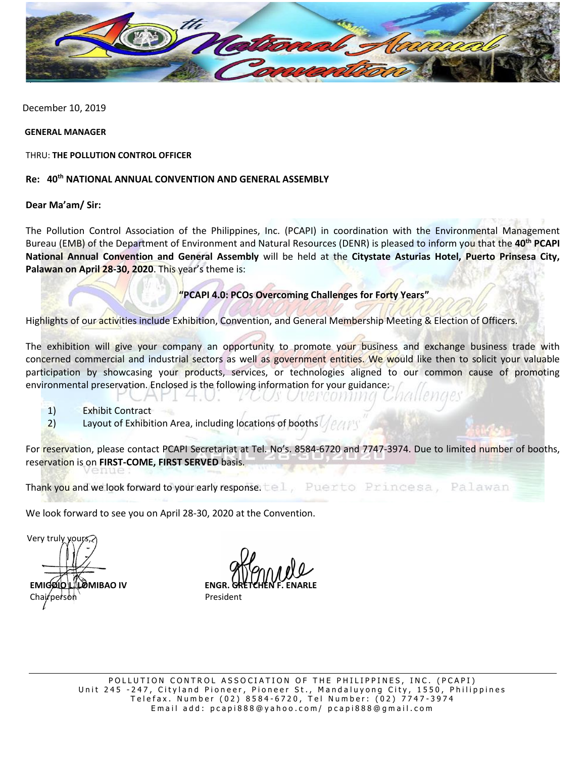December 10, 2019

**GENERAL MANAGER**

THRU: **THE POLLUTION CONTROL OFFICER**

**Re: 40th NATIONAL ANNUAL CONVENTION AND GENERAL ASSEMBLY**

**Dear Ma'am/ Sir:**

The Pollution Control Association of the Philippines, Inc. (PCAPI) in coordination with the Environmental Management Bureau (EMB) of the Department of Environment and Natural Resources (DENR) is pleased to inform you that the **40th PCAPI National Annual Convention and General Assembly** will be held at the **Citystate Asturias Hotel, Puerto Prinsesa City, Palawan on April 28-30, 2020**. This year's theme is:

**"PCAPI 4.0: PCOs Overcoming Challenges for Forty Years"**

Highlights of our activities include Exhibition, Convention, and General Membership Meeting & Election of Officers.

The exhibition will give your company an opportunity to promote your business and exchange business trade with concerned commercial and industrial sectors as well as government entities. We would like then to solicit your valuable participation by showcasing your products, services, or technologies aligned to our common cause of promoting environmental preservation. Enclosed is the following information for your guidance:

1) Exhibit Contract
2) Layout of Exhibition Area, including locations of booths

For reservation, please contact PCAPI Secretariat at Tel. No's. 8584-6720 and 7747-3974. Due to limited number of booths, reservation is on **FIRST-COME, FIRST SERVED** basis.

Thank you and we look forward to your early response.

We look forward to see you on April 28-30, 2020 at the Convention.

Very truly yours,

**EMIGDIO L. LOMIBAO IV**
Chairperson

**ENGR. GRETCHEN F. ENARLE**
President

POLLUTION CONTROL ASSOCIATION OF THE PHILIPPINES, INC. (PCAPI)
Unit 245 -247, Cityland Pioneer, Pioneer St., Mandaluyong City, 1550, Philippines
Telefax. Number (02) 8584-6720, Tel Number: (02) 7747-3974
Email add: pcapi888@yahoo.com/ pcapi888@gmail.com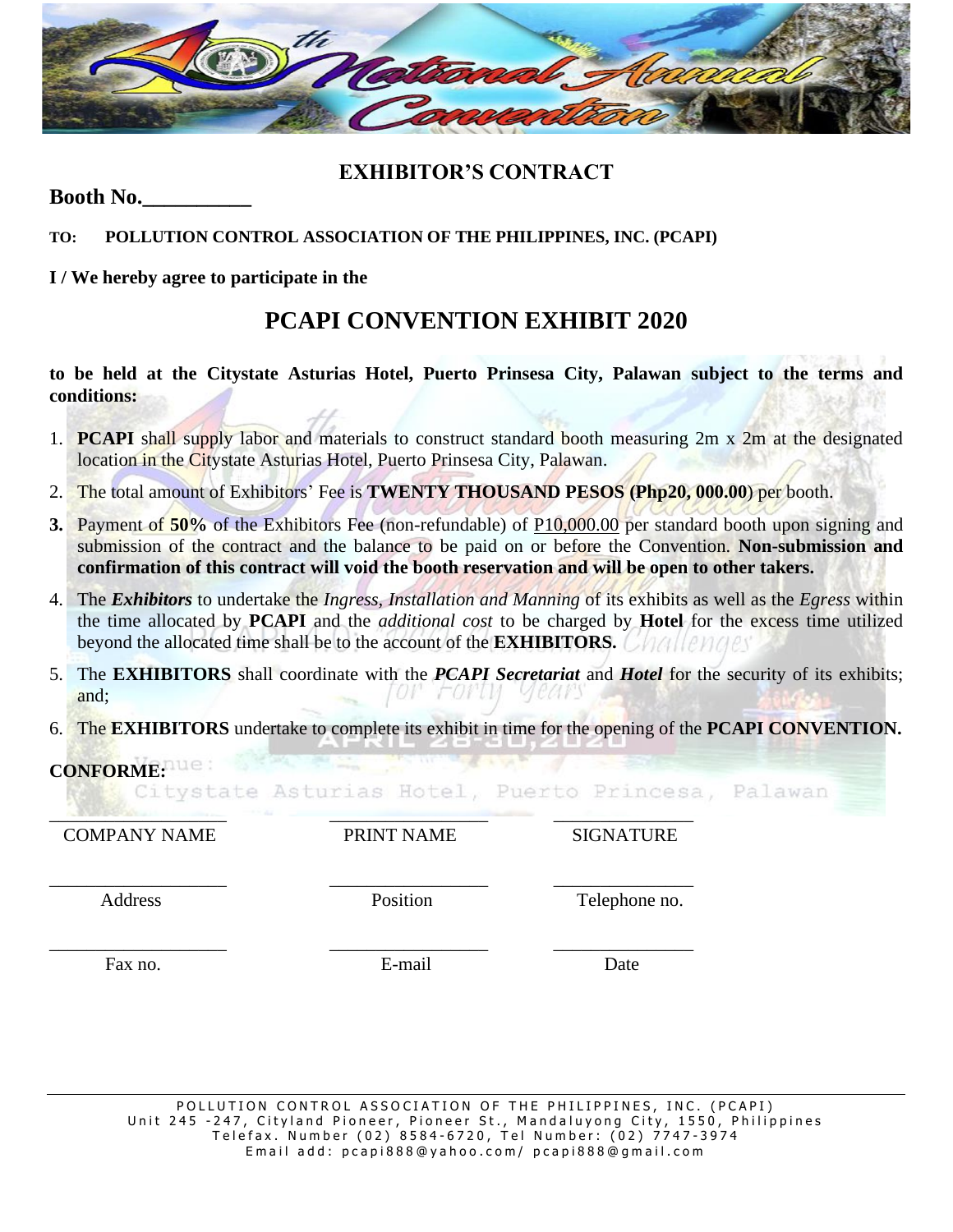## EXHIBITOR'S CONTRACT

**Booth No.__________**

**TO: POLLUTION CONTROL ASSOCIATION OF THE PHILIPPINES, INC. (PCAPI)**

**I / We hereby agree to participate in the**

# PCAPI CONVENTION EXHIBIT 2020

**to be held at the Citystate Asturias Hotel, Puerto Prinsesa City, Palawan subject to the terms and conditions:**

1. **PCAPI** shall supply labor and materials to construct standard booth measuring 2m x 2m at the designated location in the Citystate Asturias Hotel, Puerto Prinsesa City, Palawan.
2. The total amount of Exhibitors' Fee is **TWENTY THOUSAND PESOS (Php20, 000.00**) per booth.
3. Payment of **50%** of the Exhibitors Fee (non-refundable) of P10,000.00 per standard booth upon signing and submission of the contract and the balance to be paid on or before the Convention. **Non-submission and confirmation of this contract will void the booth reservation and will be open to other takers.**
4. The ***Exhibitors*** to undertake the *Ingress, Installation and Manning* of its exhibits as well as the *Egress* within the time allocated by **PCAPI** and the *additional cost* to be charged by **Hotel** for the excess time utilized beyond the allocated time shall be to the account of the **EXHIBITORS.**
5. The **EXHIBITORS** shall coordinate with the ***PCAPI Secretariat*** and ***Hotel*** for the security of its exhibits; and;
6. The **EXHIBITORS** undertake to complete its exhibit in time for the opening of the **PCAPI CONVENTION.**

**CONFORME:**

| | | |
|---|---|---|
| ____________________ | ____________________ | ____________________ |
| COMPANY NAME | PRINT NAME | SIGNATURE |
| ____________________ | ____________________ | ____________________ |
| Address | Position | Telephone no. |
| ____________________ | ____________________ | ____________________ |
| Fax no. | E-mail | Date |

POLLUTION CONTROL ASSOCIATION OF THE PHILIPPINES, INC. (PCAPI)
Unit 245 -247, Cityland Pioneer, Pioneer St., Mandaluyong City, 1550, Philippines
Telefax. Number (02) 8584-6720, Tel Number: (02) 7747-3974
Email add: pcapi888@yahoo.com/ pcapi888@gmail.com